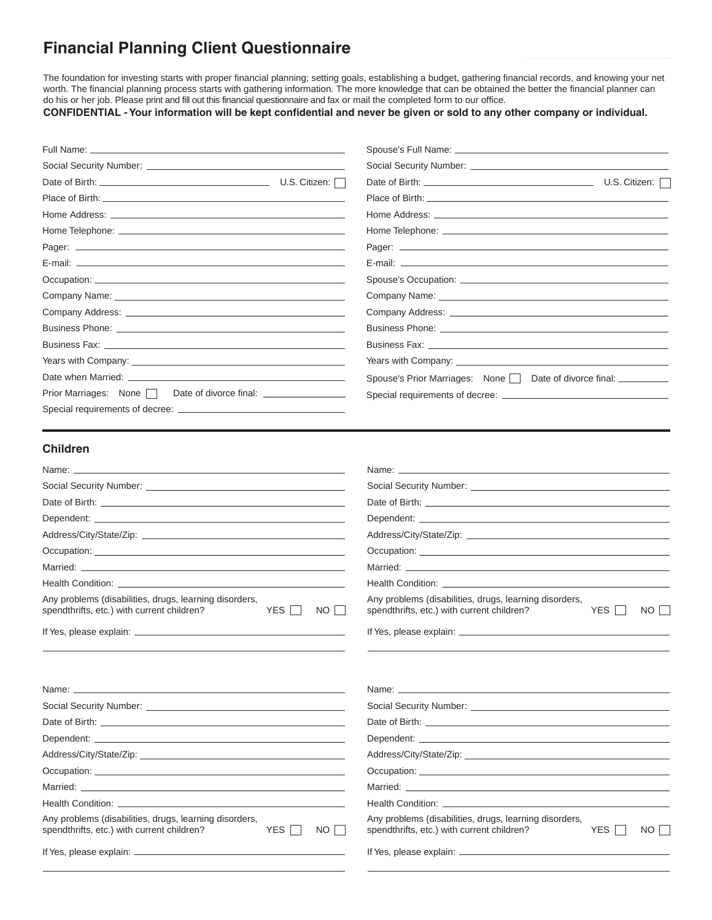# Financial Planning Client Questionnaire

The foundation for investing starts with proper financial planning; setting goals, establishing a budget, gathering financial records, and knowing your net worth. The financial planning process starts with gathering information. The more knowledge that can be obtained the better the financial planner can do his or her job. Please print and fill out this financial questionnaire and fax or mail the completed form to our office.

**CONFIDENTIAL - Your information will be kept confidential and never be given or sold to any other company or individual.**

Full Name: \_\_\_\_\_\_\_\_\_\_

Social Security Number: \_\_\_\_\_\_\_\_\_\_

Date of Birth: \_\_\_\_\_\_\_\_\_\_ U.S. Citizen: ☐

Place of Birth: \_\_\_\_\_\_\_\_\_\_

Home Address: \_\_\_\_\_\_\_\_\_\_

Home Telephone: \_\_\_\_\_\_\_\_\_\_

Pager: \_\_\_\_\_\_\_\_\_\_

E-mail: \_\_\_\_\_\_\_\_\_\_

Occupation: \_\_\_\_\_\_\_\_\_\_

Company Name: \_\_\_\_\_\_\_\_\_\_

Company Address: \_\_\_\_\_\_\_\_\_\_

Business Phone: \_\_\_\_\_\_\_\_\_\_

Business Fax: \_\_\_\_\_\_\_\_\_\_

Years with Company: \_\_\_\_\_\_\_\_\_\_

Date when Married: \_\_\_\_\_\_\_\_\_\_

Prior Marriages: None ☐ Date of divorce final: \_\_\_\_\_\_\_\_\_\_

Special requirements of decree: \_\_\_\_\_\_\_\_\_\_

Spouse's Full Name: \_\_\_\_\_\_\_\_\_\_

Social Security Number: \_\_\_\_\_\_\_\_\_\_

Date of Birth: \_\_\_\_\_\_\_\_\_\_ U.S. Citizen: ☐

Place of Birth: \_\_\_\_\_\_\_\_\_\_

Home Address: \_\_\_\_\_\_\_\_\_\_

Home Telephone: \_\_\_\_\_\_\_\_\_\_

Pager: \_\_\_\_\_\_\_\_\_\_

E-mail: \_\_\_\_\_\_\_\_\_\_

Spouse's Occupation: \_\_\_\_\_\_\_\_\_\_

Company Name: \_\_\_\_\_\_\_\_\_\_

Company Address: \_\_\_\_\_\_\_\_\_\_

Business Phone: \_\_\_\_\_\_\_\_\_\_

Business Fax: \_\_\_\_\_\_\_\_\_\_

Years with Company: \_\_\_\_\_\_\_\_\_\_

Spouse's Prior Marriages: None ☐ Date of divorce final: \_\_\_\_\_\_\_\_\_\_

Special requirements of decree: \_\_\_\_\_\_\_\_\_\_

## Children

Name: \_\_\_\_\_\_\_\_\_\_

Social Security Number: \_\_\_\_\_\_\_\_\_\_

Date of Birth: \_\_\_\_\_\_\_\_\_\_

Dependent: \_\_\_\_\_\_\_\_\_\_

Address/City/State/Zip: \_\_\_\_\_\_\_\_\_\_

Occupation: \_\_\_\_\_\_\_\_\_\_

Married: \_\_\_\_\_\_\_\_\_\_

Health Condition: \_\_\_\_\_\_\_\_\_\_

Any problems (disabilities, drugs, learning disorders, spendthrifts, etc.) with current children? YES ☐ NO ☐

If Yes, please explain: \_\_\_\_\_\_\_\_\_\_

Name: \_\_\_\_\_\_\_\_\_\_

Social Security Number: \_\_\_\_\_\_\_\_\_\_

Date of Birth: \_\_\_\_\_\_\_\_\_\_

Dependent: \_\_\_\_\_\_\_\_\_\_

Address/City/State/Zip: \_\_\_\_\_\_\_\_\_\_

Occupation: \_\_\_\_\_\_\_\_\_\_

Married: \_\_\_\_\_\_\_\_\_\_

Health Condition: \_\_\_\_\_\_\_\_\_\_

Any problems (disabilities, drugs, learning disorders, spendthrifts, etc.) with current children? YES ☐ NO ☐

If Yes, please explain: \_\_\_\_\_\_\_\_\_\_

Name: \_\_\_\_\_\_\_\_\_\_

Social Security Number: \_\_\_\_\_\_\_\_\_\_

Date of Birth: \_\_\_\_\_\_\_\_\_\_

Dependent: \_\_\_\_\_\_\_\_\_\_

Address/City/State/Zip: \_\_\_\_\_\_\_\_\_\_

Occupation: \_\_\_\_\_\_\_\_\_\_

Married: \_\_\_\_\_\_\_\_\_\_

Health Condition: \_\_\_\_\_\_\_\_\_\_

Any problems (disabilities, drugs, learning disorders, spendthrifts, etc.) with current children? YES ☐ NO ☐

If Yes, please explain: \_\_\_\_\_\_\_\_\_\_

Name: \_\_\_\_\_\_\_\_\_\_

Social Security Number: \_\_\_\_\_\_\_\_\_\_

Date of Birth: \_\_\_\_\_\_\_\_\_\_

Dependent: \_\_\_\_\_\_\_\_\_\_

Address/City/State/Zip: \_\_\_\_\_\_\_\_\_\_

Occupation: \_\_\_\_\_\_\_\_\_\_

Married: \_\_\_\_\_\_\_\_\_\_

Health Condition: \_\_\_\_\_\_\_\_\_\_

Any problems (disabilities, drugs, learning disorders, spendthrifts, etc.) with current children? YES ☐ NO ☐

If Yes, please explain: \_\_\_\_\_\_\_\_\_\_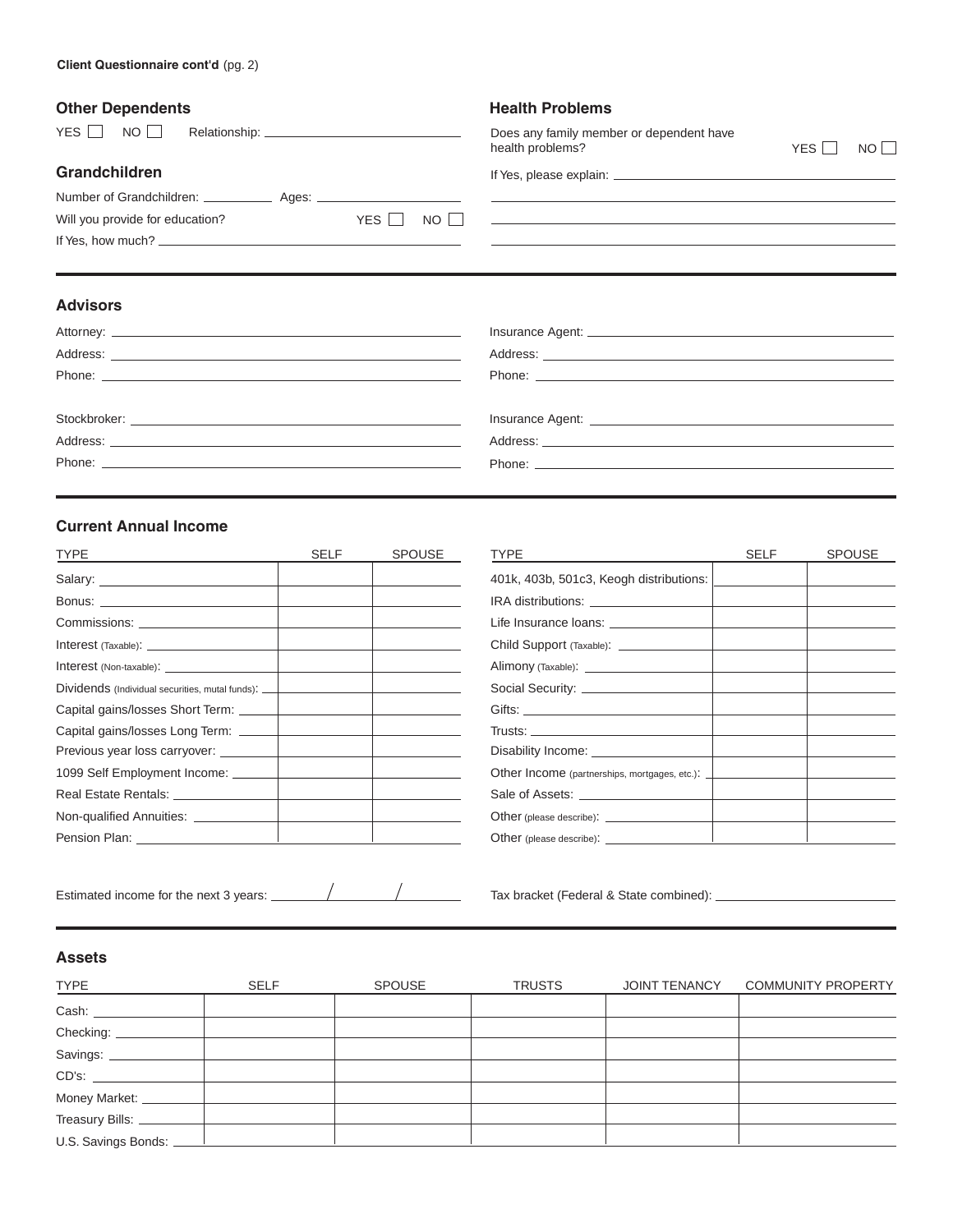**Client Questionnaire cont'd** (pg. 2)

## Other Dependents

YES ☐ NO ☐ Relationship: ______________________________

## Grandchildren

Number of Grandchildren: __________ Ages: ______________________

Will you provide for education? YES ☐ NO ☐

If Yes, how much? ______________________________

## Health Problems

Does any family member or dependent have health problems? YES ☐ NO ☐

If Yes, please explain: ______________________________

______________________________

______________________________

______________________________

## Advisors

Attorney: ______________________________

Address: ______________________________

Phone: ______________________________

Stockbroker: ______________________________

Address: ______________________________

Phone: ______________________________

Insurance Agent: ______________________________

Address: ______________________________

Phone: ______________________________

Insurance Agent: ______________________________

Address: ______________________________

Phone: ______________________________

## Current Annual Income

| TYPE | SELF | SPOUSE |
|---|---|---|
| Salary: | | |
| Bonus: | | |
| Commissions: | | |
| Interest (Taxable): | | |
| Interest (Non-taxable): | | |
| Dividends (Individual securities, mutal funds): | | |
| Capital gains/losses Short Term: | | |
| Capital gains/losses Long Term: | | |
| Previous year loss carryover: | | |
| 1099 Self Employment Income: | | |
| Real Estate Rentals: | | |
| Non-qualified Annuities: | | |
| Pension Plan: | | |

| TYPE | SELF | SPOUSE |
|---|---|---|
| 401k, 403b, 501c3, Keogh distributions: | | |
| IRA distributions: | | |
| Life Insurance loans: | | |
| Child Support (Taxable): | | |
| Alimony (Taxable): | | |
| Social Security: | | |
| Gifts: | | |
| Trusts: | | |
| Disability Income: | | |
| Other Income (partnerships, mortgages, etc.): | | |
| Sale of Assets: | | |
| Other (please describe): | | |
| Other (please describe): | | |

Estimated income for the next 3 years: ________ / ________ / ________

Tax bracket (Federal & State combined): ______________________________

## Assets

| TYPE | SELF | SPOUSE | TRUSTS | JOINT TENANCY | COMMUNITY PROPERTY |
|---|---|---|---|---|---|
| Cash: | | | | | |
| Checking: | | | | | |
| Savings: | | | | | |
| CD's: | | | | | |
| Money Market: | | | | | |
| Treasury Bills: | | | | | |
| U.S. Savings Bonds: | | | | | |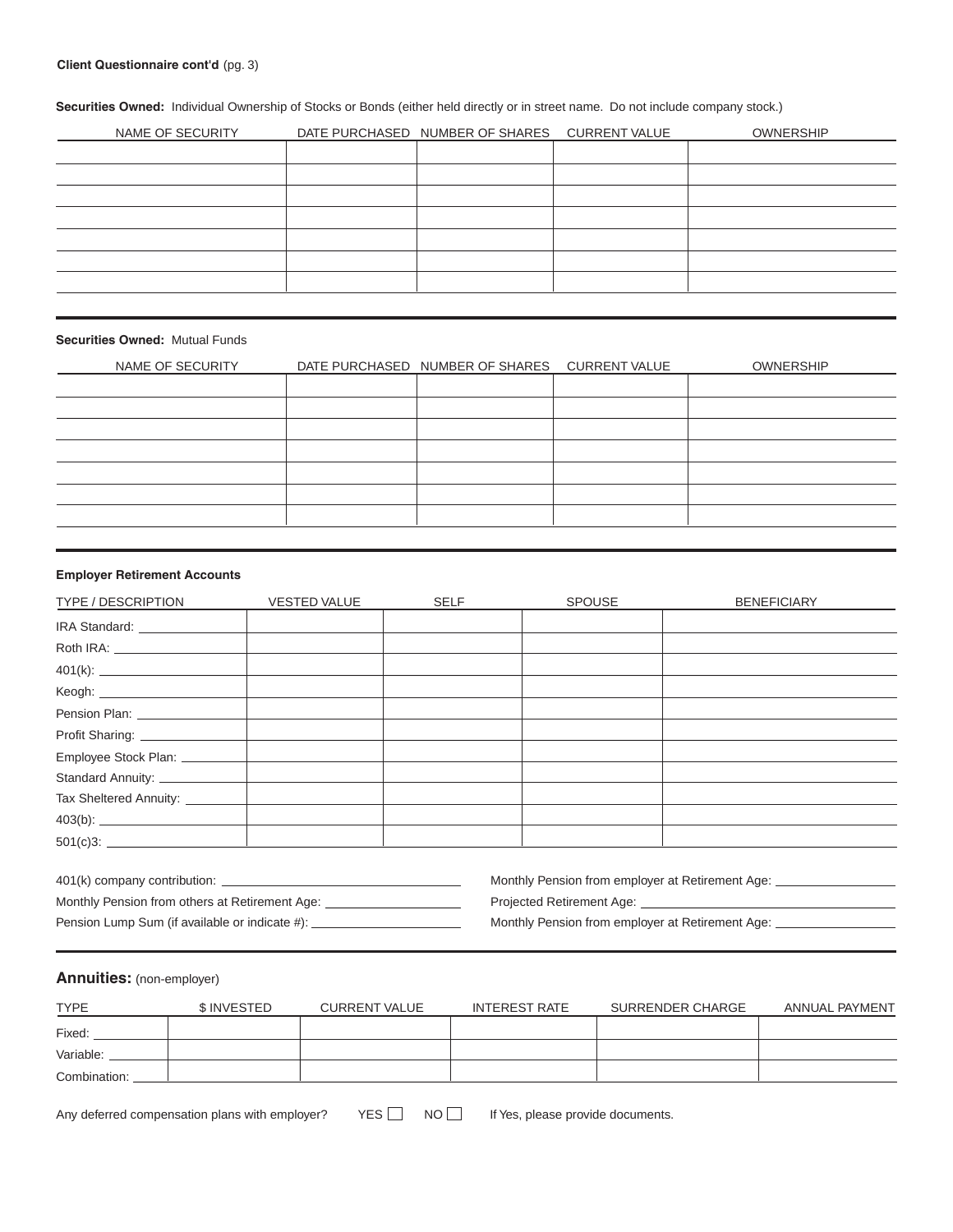**Client Questionnaire cont'd** (pg. 3)

**Securities Owned:** Individual Ownership of Stocks or Bonds (either held directly or in street name. Do not include company stock.)

| NAME OF SECURITY | DATE PURCHASED | NUMBER OF SHARES | CURRENT VALUE | OWNERSHIP |
|---|---|---|---|---|
| | | | | |
| | | | | |
| | | | | |
| | | | | |
| | | | | |
| | | | | |
| | | | | |

**Securities Owned:** Mutual Funds

| NAME OF SECURITY | DATE PURCHASED | NUMBER OF SHARES | CURRENT VALUE | OWNERSHIP |
|---|---|---|---|---|
| | | | | |
| | | | | |
| | | | | |
| | | | | |
| | | | | |
| | | | | |
| | | | | |

**Employer Retirement Accounts**

| TYPE / DESCRIPTION | VESTED VALUE | SELF | SPOUSE | BENEFICIARY |
|---|---|---|---|---|
| IRA Standard: ______ | | | | |
| Roth IRA: ______ | | | | |
| 401(k): ______ | | | | |
| Keogh: ______ | | | | |
| Pension Plan: ______ | | | | |
| Profit Sharing: ______ | | | | |
| Employee Stock Plan: ______ | | | | |
| Standard Annuity: ______ | | | | |
| Tax Sheltered Annuity: ______ | | | | |
| 403(b): ______ | | | | |
| 501(c)3: ______ | | | | |

401(k) company contribution: ______________________

Monthly Pension from others at Retirement Age: ______________________

Pension Lump Sum (if available or indicate #): ______________________

Monthly Pension from employer at Retirement Age: ______________________

Projected Retirement Age: ______________________

Monthly Pension from employer at Retirement Age: ______________________

## Annuities: (non-employer)

| TYPE | $ INVESTED | CURRENT VALUE | INTEREST RATE | SURRENDER CHARGE | ANNUAL PAYMENT |
|---|---|---|---|---|---|
| Fixed: ______ | | | | | |
| Variable: ______ | | | | | |
| Combination: ______ | | | | | |

Any deferred compensation plans with employer? YES ☐ NO ☐ If Yes, please provide documents.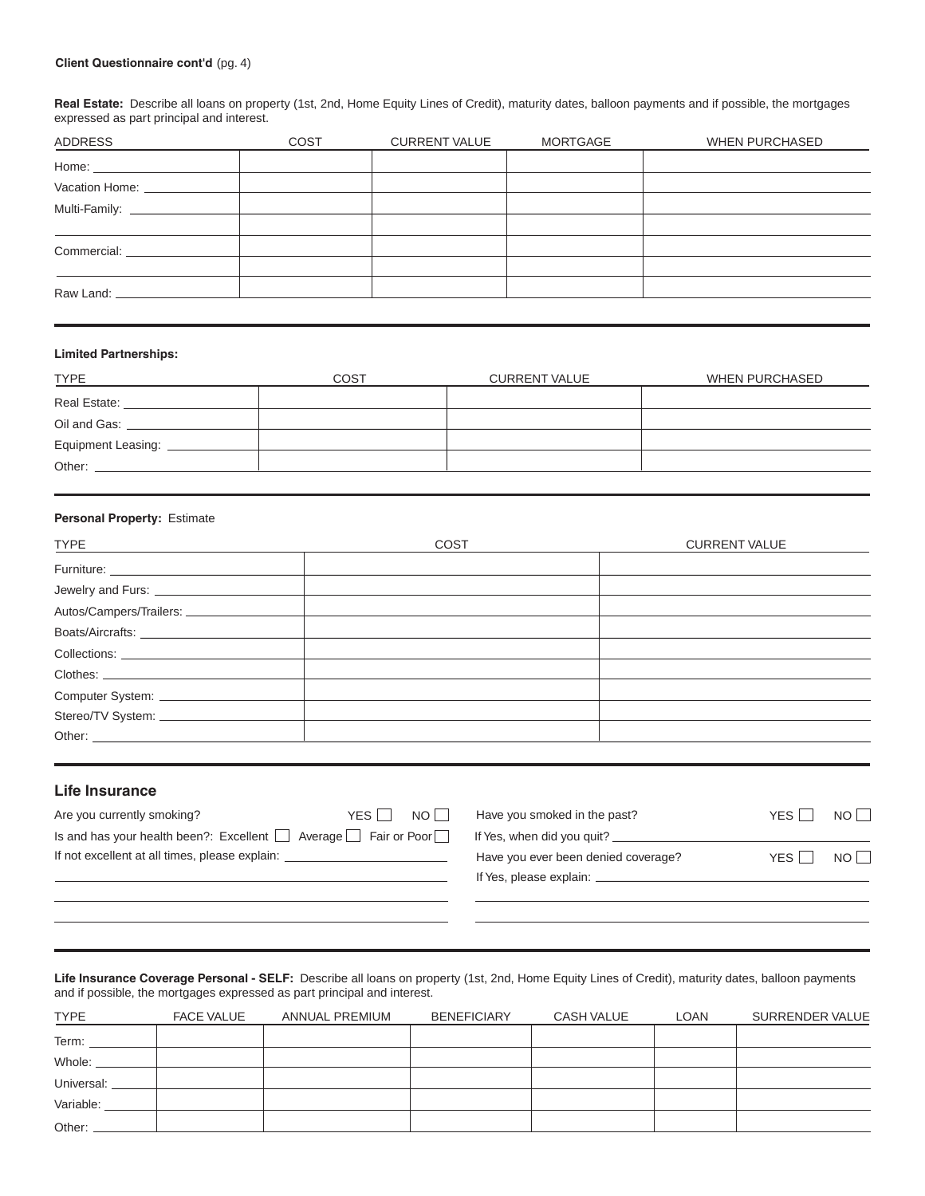**Client Questionnaire cont'd** (pg. 4)

**Real Estate:** Describe all loans on property (1st, 2nd, Home Equity Lines of Credit), maturity dates, balloon payments and if possible, the mortgages expressed as part principal and interest.

| ADDRESS | COST | CURRENT VALUE | MORTGAGE | WHEN PURCHASED |
|---|---|---|---|---|
| Home: | | | | |
| Vacation Home: | | | | |
| Multi-Family: | | | | |
| | | | | |
| Commercial: | | | | |
| | | | | |
| Raw Land: | | | | |

**Limited Partnerships:**

| TYPE | COST | CURRENT VALUE | WHEN PURCHASED |
|---|---|---|---|
| Real Estate: | | | |
| Oil and Gas: | | | |
| Equipment Leasing: | | | |
| Other: | | | |

**Personal Property:** Estimate

| TYPE | COST | CURRENT VALUE |
|---|---|---|
| Furniture: | | |
| Jewelry and Furs: | | |
| Autos/Campers/Trailers: | | |
| Boats/Aircrafts: | | |
| Collections: | | |
| Clothes: | | |
| Computer System: | | |
| Stereo/TV System: | | |
| Other: | | |

## Life Insurance

Are you currently smoking? YES ☐ NO ☐

Is and has your health been?: Excellent ☐ Average ☐ Fair or Poor ☐

If not excellent at all times, please explain: ______

Have you smoked in the past? YES ☐ NO ☐

If Yes, when did you quit? ______

Have you ever been denied coverage? YES ☐ NO ☐

If Yes, please explain: ______

**Life Insurance Coverage Personal - SELF:** Describe all loans on property (1st, 2nd, Home Equity Lines of Credit), maturity dates, balloon payments and if possible, the mortgages expressed as part principal and interest.

| TYPE | FACE VALUE | ANNUAL PREMIUM | BENEFICIARY | CASH VALUE | LOAN | SURRENDER VALUE |
|---|---|---|---|---|---|---|
| Term: | | | | | | |
| Whole: | | | | | | |
| Universal: | | | | | | |
| Variable: | | | | | | |
| Other: | | | | | | |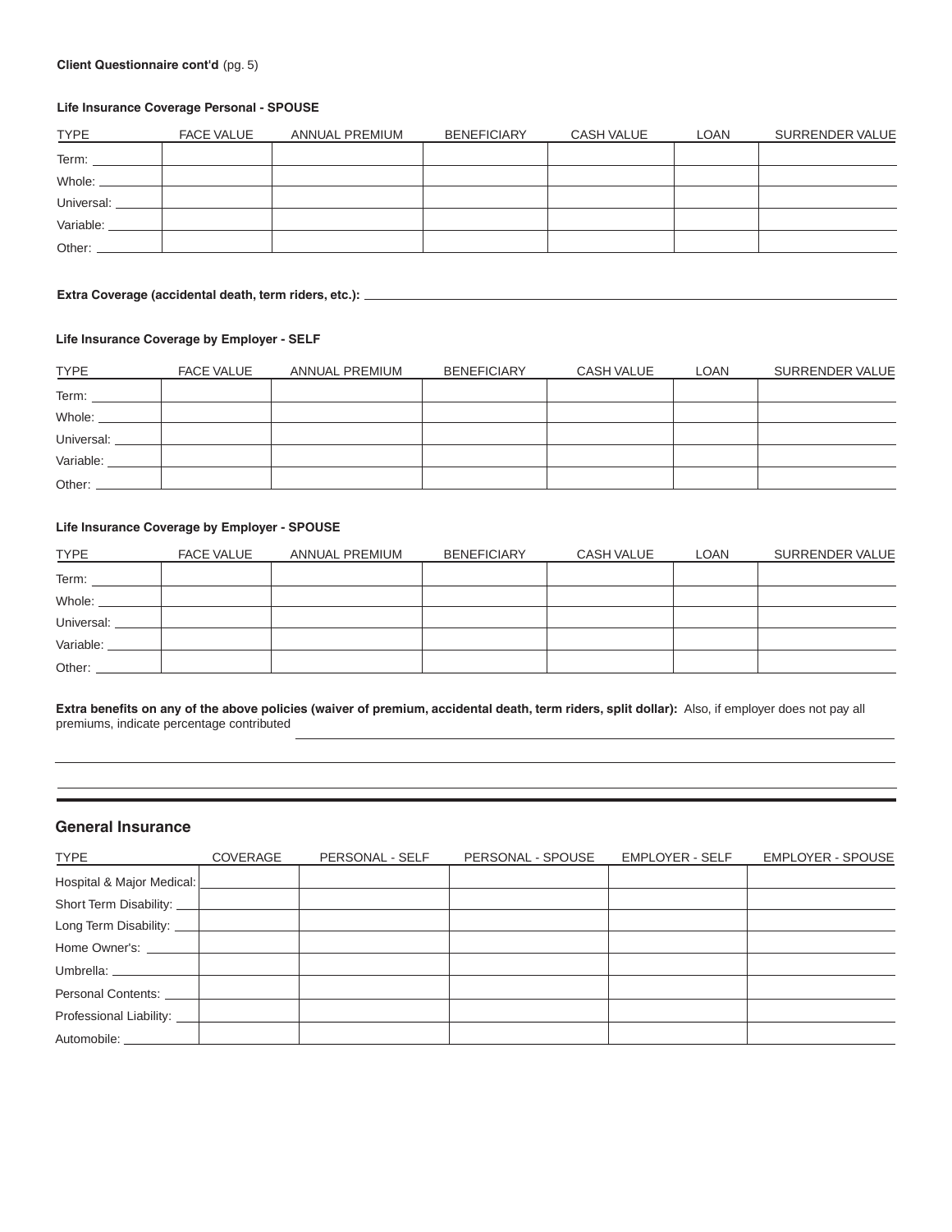**Client Questionnaire cont'd** (pg. 5)

### Life Insurance Coverage Personal - SPOUSE

| TYPE | FACE VALUE | ANNUAL PREMIUM | BENEFICIARY | CASH VALUE | LOAN | SURRENDER VALUE |
|---|---|---|---|---|---|---|
| Term: | | | | | | |
| Whole: | | | | | | |
| Universal: | | | | | | |
| Variable: | | | | | | |
| Other: | | | | | | |

**Extra Coverage (accidental death, term riders, etc.):** ______________________________

### Life Insurance Coverage by Employer - SELF

| TYPE | FACE VALUE | ANNUAL PREMIUM | BENEFICIARY | CASH VALUE | LOAN | SURRENDER VALUE |
|---|---|---|---|---|---|---|
| Term: | | | | | | |
| Whole: | | | | | | |
| Universal: | | | | | | |
| Variable: | | | | | | |
| Other: | | | | | | |

### Life Insurance Coverage by Employer - SPOUSE

| TYPE | FACE VALUE | ANNUAL PREMIUM | BENEFICIARY | CASH VALUE | LOAN | SURRENDER VALUE |
|---|---|---|---|---|---|---|
| Term: | | | | | | |
| Whole: | | | | | | |
| Universal: | | | | | | |
| Variable: | | | | | | |
| Other: | | | | | | |

**Extra benefits on any of the above policies (waiver of premium, accidental death, term riders, split dollar):** Also, if employer does not pay all premiums, indicate percentage contributed ______________________________

______________________________

______________________________

## General Insurance

| TYPE | COVERAGE | PERSONAL - SELF | PERSONAL - SPOUSE | EMPLOYER - SELF | EMPLOYER - SPOUSE |
|---|---|---|---|---|---|
| Hospital & Major Medical: | | | | | |
| Short Term Disability: | | | | | |
| Long Term Disability: | | | | | |
| Home Owner's: | | | | | |
| Umbrella: | | | | | |
| Personal Contents: | | | | | |
| Professional Liability: | | | | | |
| Automobile: | | | | | |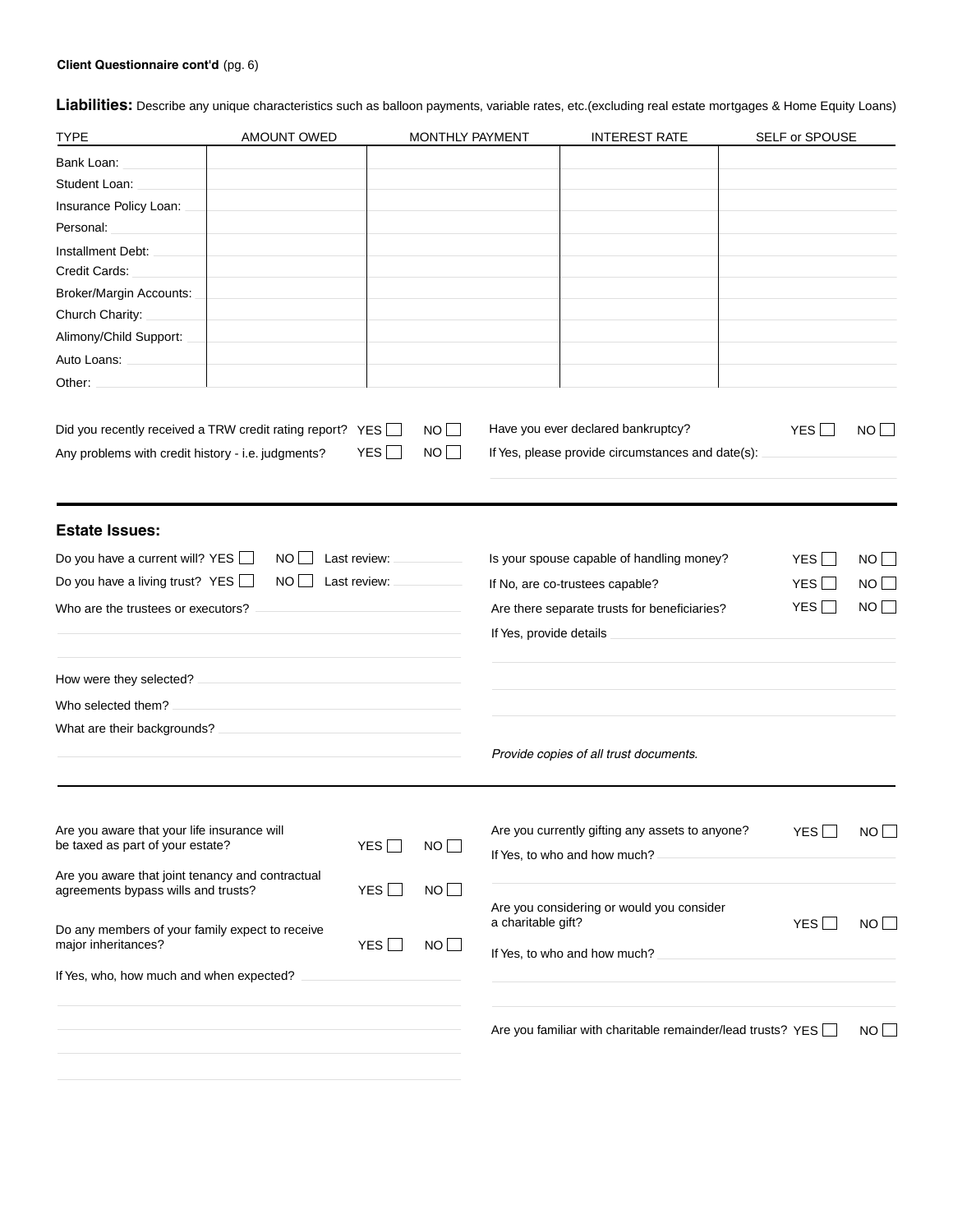**Client Questionnaire cont'd** (pg. 6)

**Liabilities:** Describe any unique characteristics such as balloon payments, variable rates, etc.(excluding real estate mortgages & Home Equity Loans)

| TYPE | AMOUNT OWED | MONTHLY PAYMENT | INTEREST RATE | SELF or SPOUSE |
|---|---|---|---|---|
| Bank Loan: | | | | |
| Student Loan: | | | | |
| Insurance Policy Loan: | | | | |
| Personal: | | | | |
| Installment Debt: | | | | |
| Credit Cards: | | | | |
| Broker/Margin Accounts: | | | | |
| Church Charity: | | | | |
| Alimony/Child Support: | | | | |
| Auto Loans: | | | | |
| Other: | | | | |

Did you recently received a TRW credit rating report? YES ☐ NO ☐

Any problems with credit history - i.e. judgments? YES ☐ NO ☐

Have you ever declared bankruptcy? YES ☐ NO ☐

If Yes, please provide circumstances and date(s): ______

## Estate Issues:

Do you have a current will? YES ☐ NO ☐ Last review: ______

Do you have a living trust? YES ☐ NO ☐ Last review: ______

Who are the trustees or executors? ______

How were they selected? ______

Who selected them? ______

What are their backgrounds? ______

Is your spouse capable of handling money? YES ☐ NO ☐

If No, are co-trustees capable? YES ☐ NO ☐

Are there separate trusts for beneficiaries? YES ☐ NO ☐

If Yes, provide details ______

*Provide copies of all trust documents.*

Are you aware that your life insurance will be taxed as part of your estate? YES ☐ NO ☐

Are you aware that joint tenancy and contractual agreements bypass wills and trusts? YES ☐ NO ☐

Do any members of your family expect to receive major inheritances? YES ☐ NO ☐

If Yes, who, how much and when expected? ______

Are you currently gifting any assets to anyone? YES ☐ NO ☐

If Yes, to who and how much? ______

Are you considering or would you consider a charitable gift? YES ☐ NO ☐

If Yes, to who and how much? ______

Are you familiar with charitable remainder/lead trusts? YES ☐ NO ☐